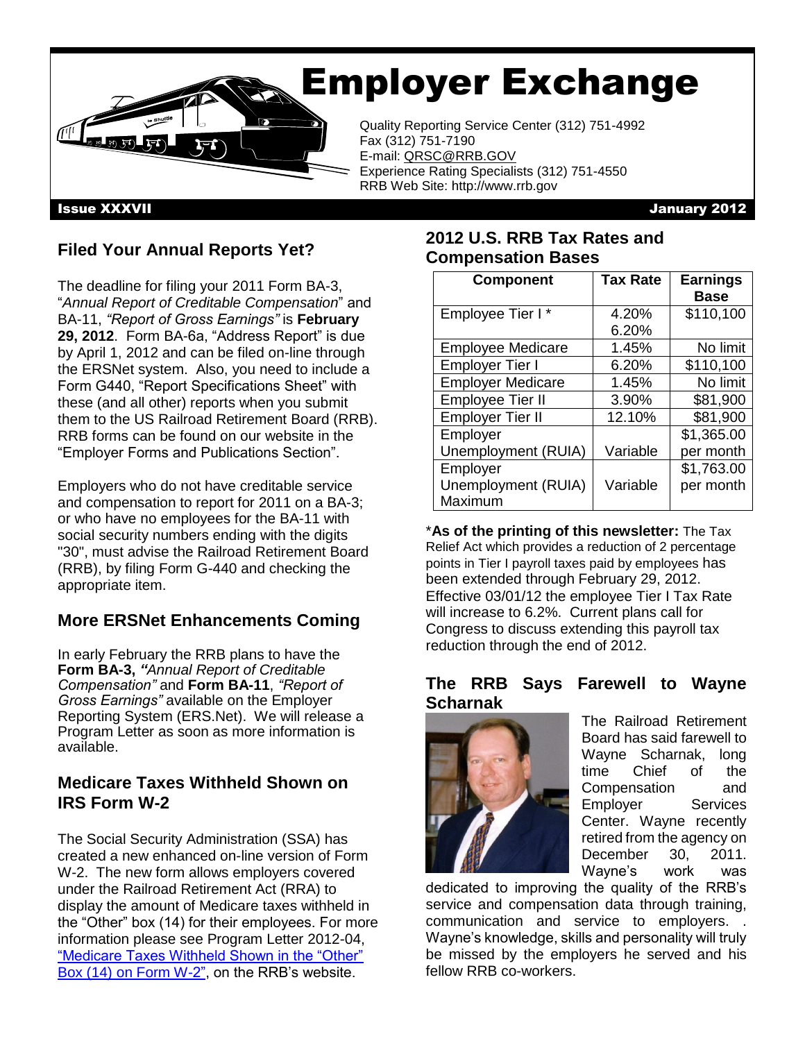# Employer Exchange

Quality Reporting Service Center (312) 751-4992
Fax (312) 751-7190
E-mail: QRSC@RRB.GOV
Experience Rating Specialists (312) 751-4550
RRB Web Site: http://www.rrb.gov

**Issue XXXVII** **January 2012**

## Filed Your Annual Reports Yet?

The deadline for filing your 2011 Form BA-3, "*Annual Report of Creditable Compensation*" and BA-11, *"Report of Gross Earnings"* is **February 29, 2012**. Form BA-6a, "Address Report" is due by April 1, 2012 and can be filed on-line through the ERSNet system. Also, you need to include a Form G440, "Report Specifications Sheet" with these (and all other) reports when you submit them to the US Railroad Retirement Board (RRB). RRB forms can be found on our website in the "Employer Forms and Publications Section".

Employers who do not have creditable service and compensation to report for 2011 on a BA-3; or who have no employees for the BA-11 with social security numbers ending with the digits "30", must advise the Railroad Retirement Board (RRB), by filing Form G-440 and checking the appropriate item.

## More ERSNet Enhancements Coming

In early February the RRB plans to have the **Form BA-3,** ***"****Annual Report of Creditable Compensation"* and **Form BA-11**, *"Report of Gross Earnings"* available on the Employer Reporting System (ERS.Net). We will release a Program Letter as soon as more information is available.

## Medicare Taxes Withheld Shown on IRS Form W-2

The Social Security Administration (SSA) has created a new enhanced on-line version of Form W-2. The new form allows employers covered under the Railroad Retirement Act (RRA) to display the amount of Medicare taxes withheld in the "Other" box (14) for their employees. For more information please see Program Letter 2012-04, "Medicare Taxes Withheld Shown in the "Other" Box (14) on Form W-2", on the RRB's website.

## 2012 U.S. RRB Tax Rates and Compensation Bases

| Component | Tax Rate | Earnings Base |
|---|---|---|
| Employee Tier I * | 4.20% 6.20% | $110,100 |
| Employee Medicare | 1.45% | No limit |
| Employer Tier I | 6.20% | $110,100 |
| Employer Medicare | 1.45% | No limit |
| Employee Tier II | 3.90% | $81,900 |
| Employer Tier II | 12.10% | $81,900 |
| Employer Unemployment (RUIA) | Variable | $1,365.00 per month |
| Employer Unemployment (RUIA) Maximum | Variable | $1,763.00 per month |

\***As of the printing of this newsletter:** The Tax Relief Act which provides a reduction of 2 percentage points in Tier I payroll taxes paid by employees has been extended through February 29, 2012. Effective 03/01/12 the employee Tier I Tax Rate will increase to 6.2%. Current plans call for Congress to discuss extending this payroll tax reduction through the end of 2012.

## The RRB Says Farewell to Wayne Scharnak

The Railroad Retirement Board has said farewell to Wayne Scharnak, long time Chief of the Compensation and Employer Services Center. Wayne recently retired from the agency on December 30, 2011. Wayne's work was dedicated to improving the quality of the RRB's service and compensation data through training, communication and service to employers. . Wayne's knowledge, skills and personality will truly be missed by the employers he served and his fellow RRB co-workers.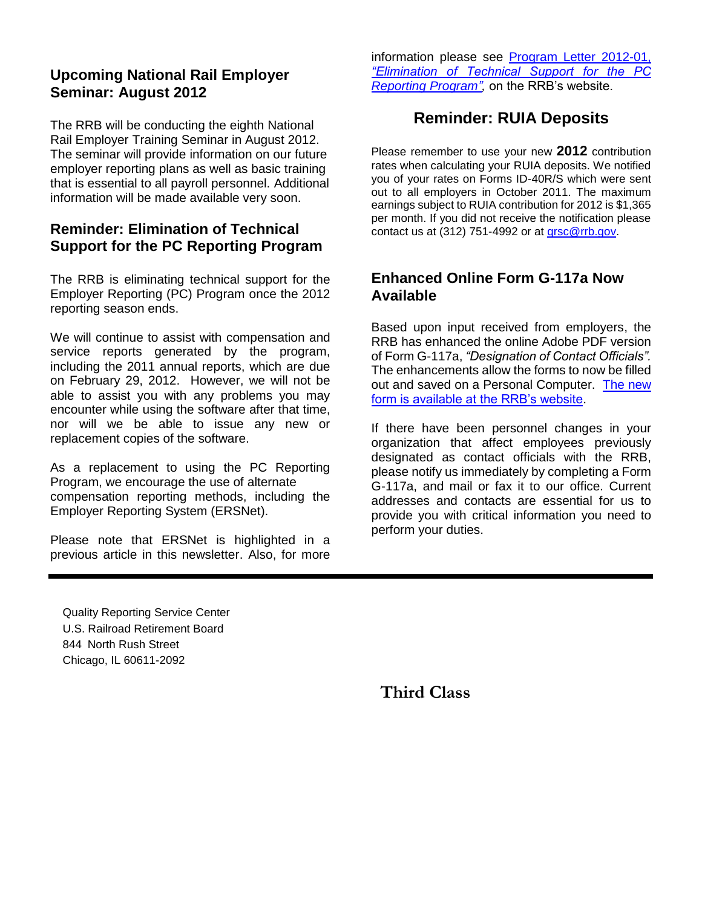## Upcoming National Rail Employer Seminar: August 2012

The RRB will be conducting the eighth National Rail Employer Training Seminar in August 2012. The seminar will provide information on our future employer reporting plans as well as basic training that is essential to all payroll personnel. Additional information will be made available very soon.

## Reminder: Elimination of Technical Support for the PC Reporting Program

The RRB is eliminating technical support for the Employer Reporting (PC) Program once the 2012 reporting season ends.

We will continue to assist with compensation and service reports generated by the program, including the 2011 annual reports, which are due on February 29, 2012. However, we will not be able to assist you with any problems you may encounter while using the software after that time, nor will we be able to issue any new or replacement copies of the software.

As a replacement to using the PC Reporting Program, we encourage the use of alternate compensation reporting methods, including the Employer Reporting System (ERSNet).

Please note that ERSNet is highlighted in a previous article in this newsletter. Also, for more information please see Program Letter 2012-01, *"Elimination of Technical Support for the PC Reporting Program",* on the RRB's website.

## Reminder: RUIA Deposits

Please remember to use your new **2012** contribution rates when calculating your RUIA deposits. We notified you of your rates on Forms ID-40R/S which were sent out to all employers in October 2011. The maximum earnings subject to RUIA contribution for 2012 is $1,365 per month. If you did not receive the notification please contact us at (312) 751-4992 or at grsc@rrb.gov.

## Enhanced Online Form G-117a Now Available

Based upon input received from employers, the RRB has enhanced the online Adobe PDF version of Form G-117a, *"Designation of Contact Officials".* The enhancements allow the forms to now be filled out and saved on a Personal Computer. The new form is available at the RRB's website.

If there have been personnel changes in your organization that affect employees previously designated as contact officials with the RRB, please notify us immediately by completing a Form G-117a, and mail or fax it to our office. Current addresses and contacts are essential for us to provide you with critical information you need to perform your duties.

---

Quality Reporting Service Center
U.S. Railroad Retirement Board
844 North Rush Street
Chicago, IL 60611-2092

**Third Class**